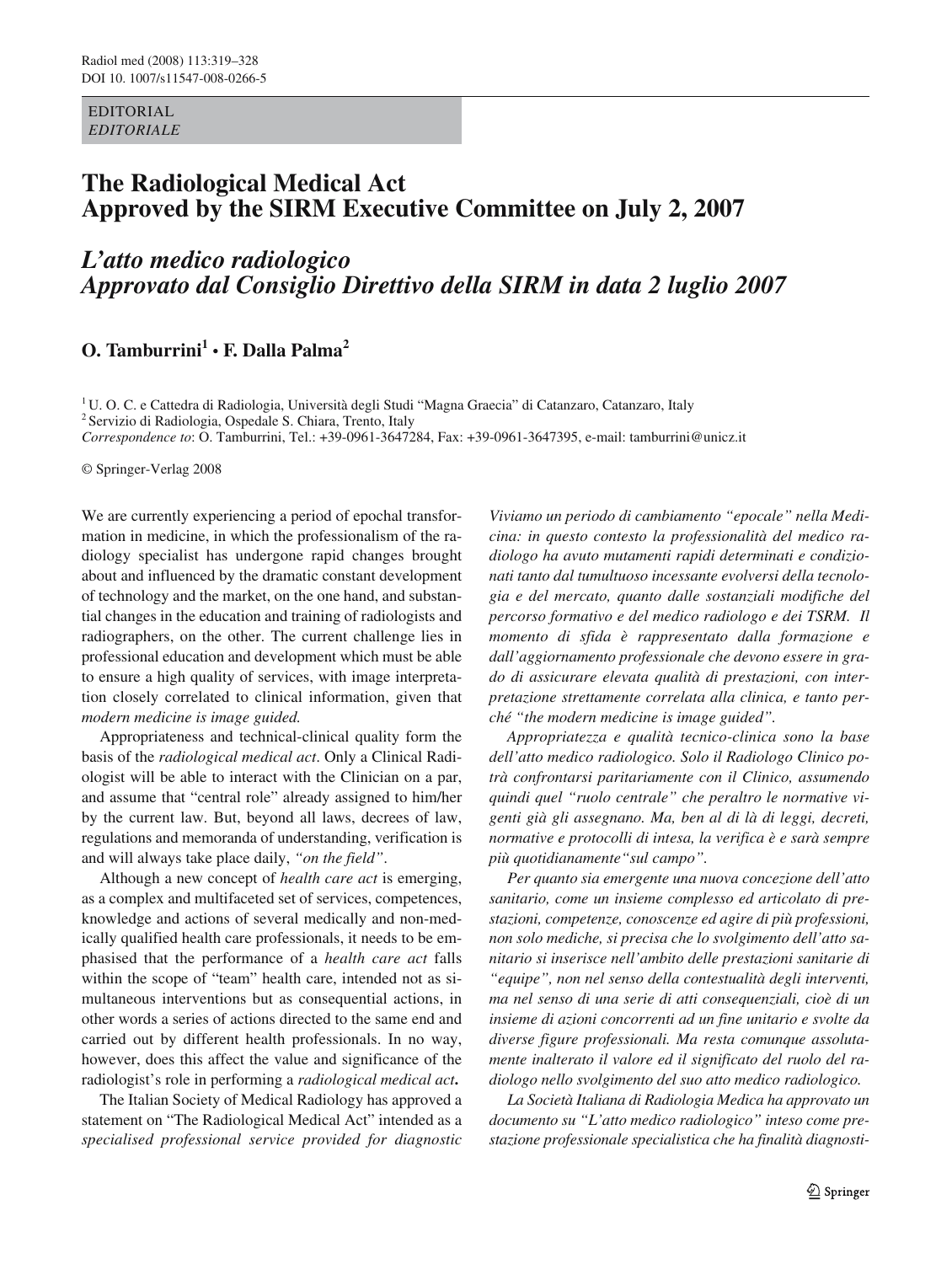EDITORIAL
*EDITORIALE*

# The Radiological Medical Act Approved by the SIRM Executive Committee on July 2, 2007

# *L'atto medico radiologico Approvato dal Consiglio Direttivo della SIRM in data 2 luglio 2007*

**O. Tamburrini[1] • F. Dalla Palma[2]**

[1] U. O. C. e Cattedra di Radiologia, Università degli Studi "Magna Graecia" di Catanzaro, Catanzaro, Italy
[2] Servizio di Radiologia, Ospedale S. Chiara, Trento, Italy
*Correspondence to*: O. Tamburrini, Tel.: +39-0961-3647284, Fax: +39-0961-3647395, e-mail: tamburrini@unicz.it

© Springer-Verlag 2008

We are currently experiencing a period of epochal transformation in medicine, in which the professionalism of the radiology specialist has undergone rapid changes brought about and influenced by the dramatic constant development of technology and the market, on the one hand, and substantial changes in the education and training of radiologists and radiographers, on the other. The current challenge lies in professional education and development which must be able to ensure a high quality of services, with image interpretation closely correlated to clinical information, given that *modern medicine is image guided.*

Appropriateness and technical-clinical quality form the basis of the *radiological medical act*. Only a Clinical Radiologist will be able to interact with the Clinician on a par, and assume that "central role" already assigned to him/her by the current law. But, beyond all laws, decrees of law, regulations and memoranda of understanding, verification is and will always take place daily, *"on the field"*.

Although a new concept of *health care act* is emerging, as a complex and multifaceted set of services, competences, knowledge and actions of several medically and non-medically qualified health care professionals, it needs to be emphasised that the performance of a *health care act* falls within the scope of "team" health care, intended not as simultaneous interventions but as consequential actions, in other words a series of actions directed to the same end and carried out by different health professionals. In no way, however, does this affect the value and significance of the radiologist's role in performing a *radiological medical act***.**

The Italian Society of Medical Radiology has approved a statement on "The Radiological Medical Act" intended as a *specialised professional service provided for diagnostic*

*Viviamo un periodo di cambiamento "epocale" nella Medicina: in questo contesto la professionalità del medico radiologo ha avuto mutamenti rapidi determinati e condizionati tanto dal tumultuoso incessante evolversi della tecnologia e del mercato, quanto dalle sostanziali modifiche del percorso formativo e del medico radiologo e dei TSRM. Il momento di sfida è rappresentato dalla formazione e dall'aggiornamento professionale che devono essere in grado di assicurare elevata qualità di prestazioni, con interpretazione strettamente correlata alla clinica, e tanto perché "the modern medicine is image guided".*

*Appropriatezza e qualità tecnico-clinica sono la base dell'atto medico radiologico. Solo il Radiologo Clinico potrà confrontarsi paritariamente con il Clinico, assumendo quindi quel "ruolo centrale" che peraltro le normative vigenti già gli assegnano. Ma, ben al di là di leggi, decreti, normative e protocolli di intesa, la verifica è e sarà sempre più quotidianamente"sul campo".*

*Per quanto sia emergente una nuova concezione dell'atto sanitario, come un insieme complesso ed articolato di prestazioni, competenze, conoscenze ed agire di più professioni, non solo mediche, si precisa che lo svolgimento dell'atto sanitario si inserisce nell'ambito delle prestazioni sanitarie di "equipe", non nel senso della contestualità degli interventi, ma nel senso di una serie di atti consequenziali, cioè di un insieme di azioni concorrenti ad un fine unitario e svolte da diverse figure professionali. Ma resta comunque assolutamente inalterato il valore ed il significato del ruolo del radiologo nello svolgimento del suo atto medico radiologico.*

*La Società Italiana di Radiologia Medica ha approvato un documento su "L'atto medico radiologico" inteso come prestazione professionale specialistica che ha finalità diagnosti-*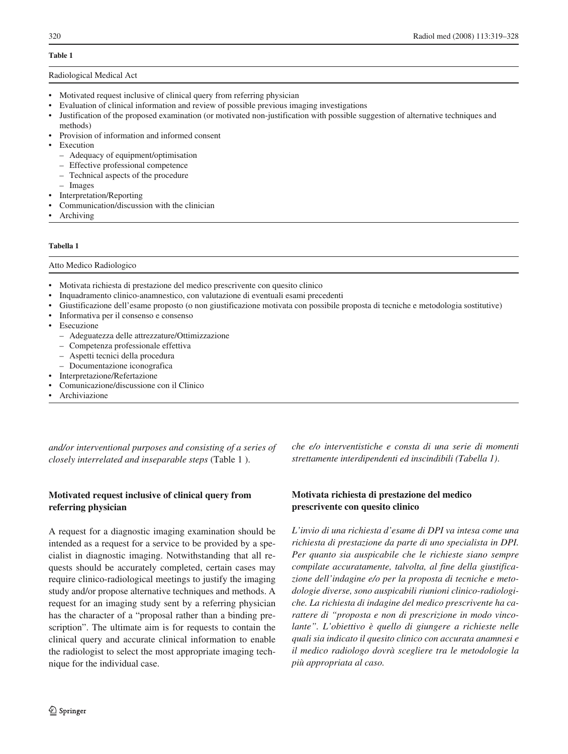**Table 1**

Radiological Medical Act

- Motivated request inclusive of clinical query from referring physician
- Evaluation of clinical information and review of possible previous imaging investigations
- Justification of the proposed examination (or motivated non-justification with possible suggestion of alternative techniques and methods)
- Provision of information and informed consent
- Execution
  - Adequacy of equipment/optimisation
  - Effective professional competence
  - Technical aspects of the procedure
  - Images
- Interpretation/Reporting
- Communication/discussion with the clinician
- Archiving

**Tabella 1**

Atto Medico Radiologico

- Motivata richiesta di prestazione del medico prescrivente con quesito clinico
- Inquadramento clinico-anamnestico, con valutazione di eventuali esami precedenti
- Giustificazione dell'esame proposto (o non giustificazione motivata con possibile proposta di tecniche e metodologia sostitutive)
- Informativa per il consenso e consenso
- Esecuzione
  - Adeguatezza delle attrezzature/Ottimizzazione
  - Competenza professionale effettiva
  - Aspetti tecnici della procedura
  - Documentazione iconografica
- Interpretazione/Refertazione
- Comunicazione/discussione con il Clinico
- Archiviazione

*and/or interventional purposes and consisting of a series of closely interrelated and inseparable steps* (Table 1 ).

### Motivated request inclusive of clinical query from referring physician

A request for a diagnostic imaging examination should be intended as a request for a service to be provided by a specialist in diagnostic imaging. Notwithstanding that all requests should be accurately completed, certain cases may require clinico-radiological meetings to justify the imaging study and/or propose alternative techniques and methods. A request for an imaging study sent by a referring physician has the character of a "proposal rather than a binding prescription". The ultimate aim is for requests to contain the clinical query and accurate clinical information to enable the radiologist to select the most appropriate imaging technique for the individual case.

*che e/o interventistiche e consta di una serie di momenti strettamente interdipendenti ed inscindibili (Tabella 1).*

### Motivata richiesta di prestazione del medico prescrivente con quesito clinico

*L'invio di una richiesta d'esame di DPI va intesa come una richiesta di prestazione da parte di uno specialista in DPI. Per quanto sia auspicabile che le richieste siano sempre compilate accuratamente, talvolta, al fine della giustificazione dell'indagine e/o per la proposta di tecniche e metodologie diverse, sono auspicabili riunioni clinico-radiologiche. La richiesta di indagine del medico prescrivente ha carattere di "proposta e non di prescrizione in modo vincolante". L'obiettivo è quello di giungere a richieste nelle quali sia indicato il quesito clinico con accurata anamnesi e il medico radiologo dovrà scegliere tra le metodologie la più appropriata al caso.*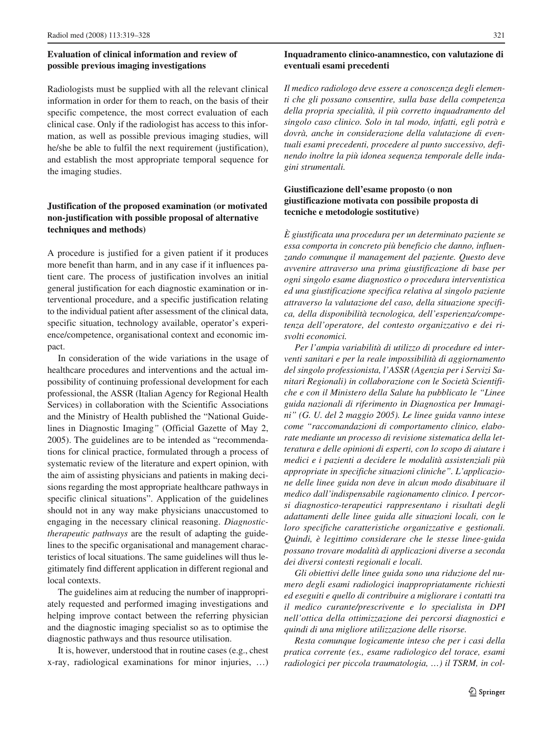### Evaluation of clinical information and review of possible previous imaging investigations

Radiologists must be supplied with all the relevant clinical information in order for them to reach, on the basis of their specific competence, the most correct evaluation of each clinical case. Only if the radiologist has access to this information, as well as possible previous imaging studies, will he/she be able to fulfil the next requirement (justification), and establish the most appropriate temporal sequence for the imaging studies.

### Justification of the proposed examination (or motivated non-justification with possible proposal of alternative techniques and methods)

A procedure is justified for a given patient if it produces more benefit than harm, and in any case if it influences patient care. The process of justification involves an initial general justification for each diagnostic examination or interventional procedure, and a specific justification relating to the individual patient after assessment of the clinical data, specific situation, technology available, operator's experience/competence, organisational context and economic impact.

In consideration of the wide variations in the usage of healthcare procedures and interventions and the actual impossibility of continuing professional development for each professional, the ASSR (Italian Agency for Regional Health Services) in collaboration with the Scientific Associations and the Ministry of Health published the "National Guidelines in Diagnostic Imaging*"* (Official Gazette of May 2, 2005). The guidelines are to be intended as "recommendations for clinical practice, formulated through a process of systematic review of the literature and expert opinion, with the aim of assisting physicians and patients in making decisions regarding the most appropriate healthcare pathways in specific clinical situations". Application of the guidelines should not in any way make physicians unaccustomed to engaging in the necessary clinical reasoning. *Diagnostic-therapeutic pathways* are the result of adapting the guidelines to the specific organisational and management characteristics of local situations. The same guidelines will thus legitimately find different application in different regional and local contexts.

The guidelines aim at reducing the number of inappropriately requested and performed imaging investigations and helping improve contact between the referring physician and the diagnostic imaging specialist so as to optimise the diagnostic pathways and thus resource utilisation.

It is, however, understood that in routine cases (e.g., chest x-ray, radiological examinations for minor injuries, …)

### Inquadramento clinico-anamnestico, con valutazione di eventuali esami precedenti

*Il medico radiologo deve essere a conoscenza degli elementi che gli possano consentire, sulla base della competenza della propria specialità, il più corretto inquadramento del singolo caso clinico. Solo in tal modo, infatti, egli potrà e dovrà, anche in considerazione della valutazione di eventuali esami precedenti, procedere al punto successivo, definendo inoltre la più idonea sequenza temporale delle indagini strumentali.*

### Giustificazione dell'esame proposto (o non giustificazione motivata con possibile proposta di tecniche e metodologie sostitutive)

*È giustificata una procedura per un determinato paziente se essa comporta in concreto più beneficio che danno, influenzando comunque il management del paziente. Questo deve avvenire attraverso una prima giustificazione di base per ogni singolo esame diagnostico o procedura interventistica ed una giustificazione specifica relativa al singolo paziente attraverso la valutazione del caso, della situazione specifica, della disponibilità tecnologica, dell'esperienza/competenza dell'operatore, del contesto organizzativo e dei risvolti economici.*

*Per l'ampia variabilità di utilizzo di procedure ed interventi sanitari e per la reale impossibilità di aggiornamento del singolo professionista, l'ASSR (Agenzia per i Servizi Sanitari Regionali) in collaborazione con le Società Scientifiche e con il Ministero della Salute ha pubblicato le "Linee guida nazionali di riferimento in Diagnostica per Immagini" (G. U. del 2 maggio 2005). Le linee guida vanno intese come "raccomandazioni di comportamento clinico, elaborate mediante un processo di revisione sistematica della letteratura e delle opinioni di esperti, con lo scopo di aiutare i medici e i pazienti a decidere le modalità assistenziali più appropriate in specifiche situazioni cliniche". L'applicazione delle linee guida non deve in alcun modo disabituare il medico dall'indispensabile ragionamento clinico. I percorsi diagnostico-terapeutici rappresentano i risultati degli adattamenti delle linee guida alle situazioni locali, con le loro specifiche caratteristiche organizzative e gestionali. Quindi, è legittimo considerare che le stesse linee-guida possano trovare modalità di applicazioni diverse a seconda dei diversi contesti regionali e locali.*

*Gli obiettivi delle linee guida sono una riduzione del numero degli esami radiologici inappropriatamente richiesti ed eseguiti e quello di contribuire a migliorare i contatti tra il medico curante/prescrivente e lo specialista in DPI nell'ottica della ottimizzazione dei percorsi diagnostici e quindi di una migliore utilizzazione delle risorse.*

*Resta comunque logicamente inteso che per i casi della pratica corrente (es., esame radiologico del torace, esami radiologici per piccola traumatologia, …) il TSRM, in col-*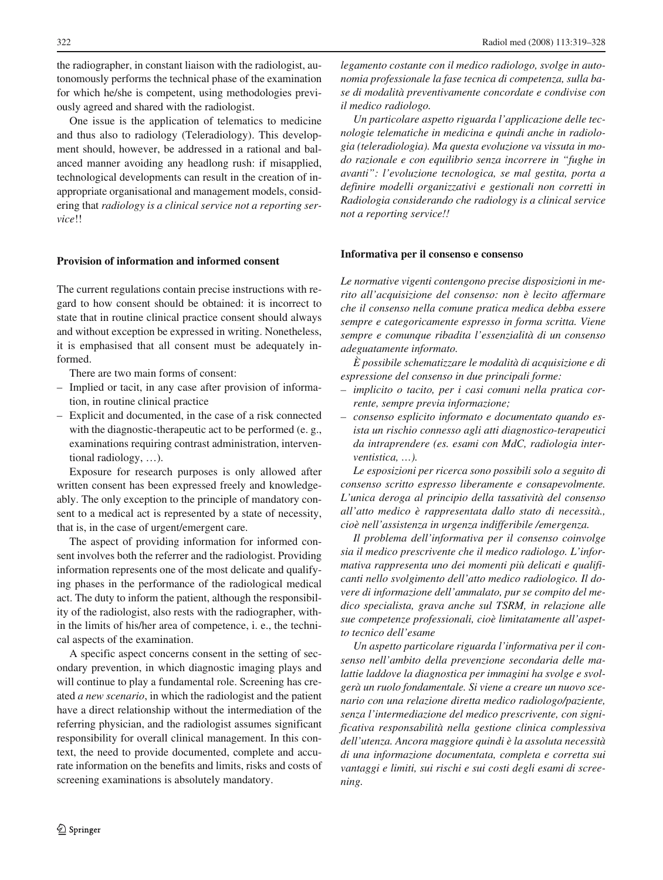the radiographer, in constant liaison with the radiologist, autonomously performs the technical phase of the examination for which he/she is competent, using methodologies previously agreed and shared with the radiologist.

One issue is the application of telematics to medicine and thus also to radiology (Teleradiology). This development should, however, be addressed in a rational and balanced manner avoiding any headlong rush: if misapplied, technological developments can result in the creation of inappropriate organisational and management models, considering that *radiology is a clinical service not a reporting service*!!

### Provision of information and informed consent

The current regulations contain precise instructions with regard to how consent should be obtained: it is incorrect to state that in routine clinical practice consent should always and without exception be expressed in writing. Nonetheless, it is emphasised that all consent must be adequately informed.

There are two main forms of consent:

– Implied or tacit, in any case after provision of information, in routine clinical practice
– Explicit and documented, in the case of a risk connected with the diagnostic-therapeutic act to be performed (e. g., examinations requiring contrast administration, interventional radiology, …).

Exposure for research purposes is only allowed after written consent has been expressed freely and knowledgeably. The only exception to the principle of mandatory consent to a medical act is represented by a state of necessity, that is, in the case of urgent/emergent care.

The aspect of providing information for informed consent involves both the referrer and the radiologist. Providing information represents one of the most delicate and qualifying phases in the performance of the radiological medical act. The duty to inform the patient, although the responsibility of the radiologist, also rests with the radiographer, within the limits of his/her area of competence, i. e., the technical aspects of the examination.

A specific aspect concerns consent in the setting of secondary prevention, in which diagnostic imaging plays and will continue to play a fundamental role. Screening has created *a new scenario*, in which the radiologist and the patient have a direct relationship without the intermediation of the referring physician, and the radiologist assumes significant responsibility for overall clinical management. In this context, the need to provide documented, complete and accurate information on the benefits and limits, risks and costs of screening examinations is absolutely mandatory.

*legamento costante con il medico radiologo, svolge in autonomia professionale la fase tecnica di competenza, sulla base di modalità preventivamente concordate e condivise con il medico radiologo.*

*Un particolare aspetto riguarda l'applicazione delle tecnologie telematiche in medicina e quindi anche in radiologia (teleradiologia). Ma questa evoluzione va vissuta in modo razionale e con equilibrio senza incorrere in "fughe in avanti": l'evoluzione tecnologica, se mal gestita, porta a definire modelli organizzativi e gestionali non corretti in Radiologia considerando che radiology is a clinical service not a reporting service!!*

### Informativa per il consenso e consenso

*Le normative vigenti contengono precise disposizioni in merito all'acquisizione del consenso: non è lecito affermare che il consenso nella comune pratica medica debba essere sempre e categoricamente espresso in forma scritta. Viene sempre e comunque ribadita l'essenzialità di un consenso adeguatamente informato.*

*È possibile schematizzare le modalità di acquisizione e di espressione del consenso in due principali forme:*

– *implicito o tacito, per i casi comuni nella pratica corrente, sempre previa informazione;*
– *consenso esplicito informato e documentato quando esista un rischio connesso agli atti diagnostico-terapeutici da intraprendere (es. esami con MdC, radiologia interventistica, …).*

*Le esposizioni per ricerca sono possibili solo a seguito di consenso scritto espresso liberamente e consapevolmente. L'unica deroga al principio della tassatività del consenso all'atto medico è rappresentata dallo stato di necessità., cioè nell'assistenza in urgenza indifferibile /emergenza.*

*Il problema dell'informativa per il consenso coinvolge sia il medico prescrivente che il medico radiologo. L'informativa rappresenta uno dei momenti più delicati e qualificanti nello svolgimento dell'atto medico radiologico. Il dovere di informazione dell'ammalato, pur se compito del medico specialista, grava anche sul TSRM, in relazione alle sue competenze professionali, cioè limitatamente all'aspetto tecnico dell'esame*

*Un aspetto particolare riguarda l'informativa per il consenso nell'ambito della prevenzione secondaria delle malattie laddove la diagnostica per immagini ha svolge e svolgerà un ruolo fondamentale. Si viene a creare un nuovo scenario con una relazione diretta medico radiologo/paziente, senza l'intermediazione del medico prescrivente, con significativa responsabilità nella gestione clinica complessiva dell'utenza. Ancora maggiore quindi è la assoluta necessità di una informazione documentata, completa e corretta sui vantaggi e limiti, sui rischi e sui costi degli esami di screening.*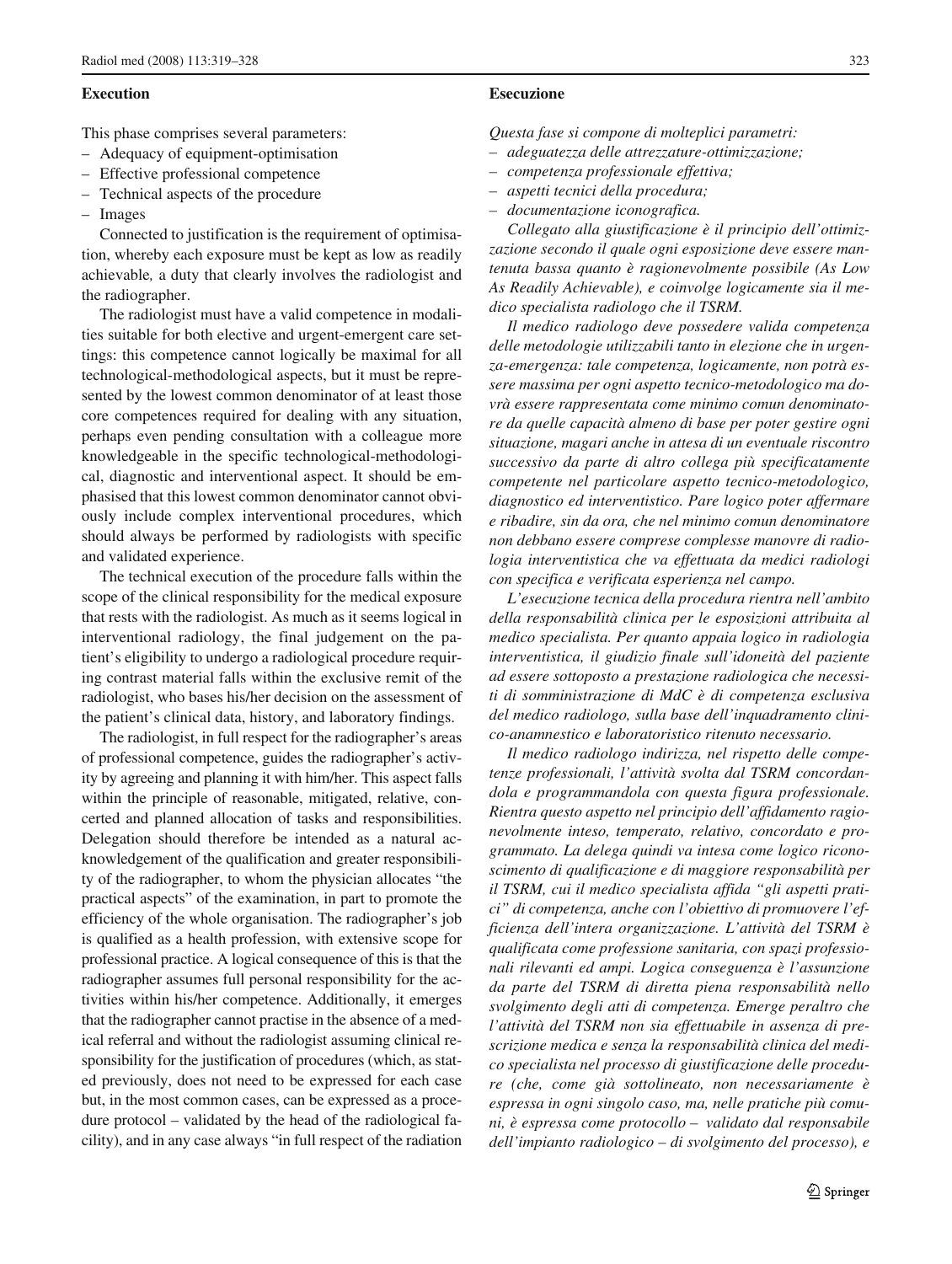### Execution

This phase comprises several parameters:

- Adequacy of equipment-optimisation
- Effective professional competence
- Technical aspects of the procedure
- Images

Connected to justification is the requirement of optimisation, whereby each exposure must be kept as low as readily achievable*,* a duty that clearly involves the radiologist and the radiographer.

The radiologist must have a valid competence in modalities suitable for both elective and urgent-emergent care settings: this competence cannot logically be maximal for all technological-methodological aspects, but it must be represented by the lowest common denominator of at least those core competences required for dealing with any situation, perhaps even pending consultation with a colleague more knowledgeable in the specific technological-methodological, diagnostic and interventional aspect. It should be emphasised that this lowest common denominator cannot obviously include complex interventional procedures, which should always be performed by radiologists with specific and validated experience.

The technical execution of the procedure falls within the scope of the clinical responsibility for the medical exposure that rests with the radiologist. As much as it seems logical in interventional radiology, the final judgement on the patient's eligibility to undergo a radiological procedure requiring contrast material falls within the exclusive remit of the radiologist, who bases his/her decision on the assessment of the patient's clinical data, history, and laboratory findings.

The radiologist, in full respect for the radiographer's areas of professional competence, guides the radiographer's activity by agreeing and planning it with him/her. This aspect falls within the principle of reasonable, mitigated, relative, concerted and planned allocation of tasks and responsibilities. Delegation should therefore be intended as a natural acknowledgement of the qualification and greater responsibility of the radiographer, to whom the physician allocates "the practical aspects" of the examination, in part to promote the efficiency of the whole organisation. The radiographer's job is qualified as a health profession, with extensive scope for professional practice. A logical consequence of this is that the radiographer assumes full personal responsibility for the activities within his/her competence. Additionally, it emerges that the radiographer cannot practise in the absence of a medical referral and without the radiologist assuming clinical responsibility for the justification of procedures (which, as stated previously, does not need to be expressed for each case but, in the most common cases, can be expressed as a procedure protocol – validated by the head of the radiological facility), and in any case always "in full respect of the radiation

### Esecuzione

*Questa fase si compone di molteplici parametri:*

- *adeguatezza delle attrezzature-ottimizzazione;*
- *competenza professionale effettiva;*
- *aspetti tecnici della procedura;*
- *documentazione iconografica.*

*Collegato alla giustificazione è il principio dell'ottimizzazione secondo il quale ogni esposizione deve essere mantenuta bassa quanto è ragionevolmente possibile (As Low As Readily Achievable), e coinvolge logicamente sia il medico specialista radiologo che il TSRM.*

*Il medico radiologo deve possedere valida competenza delle metodologie utilizzabili tanto in elezione che in urgenza-emergenza: tale competenza, logicamente, non potrà essere massima per ogni aspetto tecnico-metodologico ma dovrà essere rappresentata come minimo comun denominatore da quelle capacità almeno di base per poter gestire ogni situazione, magari anche in attesa di un eventuale riscontro successivo da parte di altro collega più specificatamente competente nel particolare aspetto tecnico-metodologico, diagnostico ed interventistico. Pare logico poter affermare e ribadire, sin da ora, che nel minimo comun denominatore non debbano essere comprese complesse manovre di radiologia interventistica che va effettuata da medici radiologi con specifica e verificata esperienza nel campo.*

*L'esecuzione tecnica della procedura rientra nell'ambito della responsabilità clinica per le esposizioni attribuita al medico specialista. Per quanto appaia logico in radiologia interventistica, il giudizio finale sull'idoneità del paziente ad essere sottoposto a prestazione radiologica che necessiti di somministrazione di MdC è di competenza esclusiva del medico radiologo, sulla base dell'inquadramento clinico-anamnestico e laboratoristico ritenuto necessario.*

*Il medico radiologo indirizza, nel rispetto delle competenze professionali, l'attività svolta dal TSRM concordandola e programmandola con questa figura professionale. Rientra questo aspetto nel principio dell'affidamento ragionevolmente inteso, temperato, relativo, concordato e programmato. La delega quindi va intesa come logico riconoscimento di qualificazione e di maggiore responsabilità per il TSRM, cui il medico specialista affida "gli aspetti pratici" di competenza, anche con l'obiettivo di promuovere l'efficienza dell'intera organizzazione. L'attività del TSRM è qualificata come professione sanitaria, con spazi professionali rilevanti ed ampi. Logica conseguenza è l'assunzione da parte del TSRM di diretta piena responsabilità nello svolgimento degli atti di competenza. Emerge peraltro che l'attività del TSRM non sia effettuabile in assenza di prescrizione medica e senza la responsabilità clinica del medico specialista nel processo di giustificazione delle procedure (che, come già sottolineato, non necessariamente è espressa in ogni singolo caso, ma, nelle pratiche più comuni, è espressa come protocollo – validato dal responsabile dell'impianto radiologico – di svolgimento del processo), e*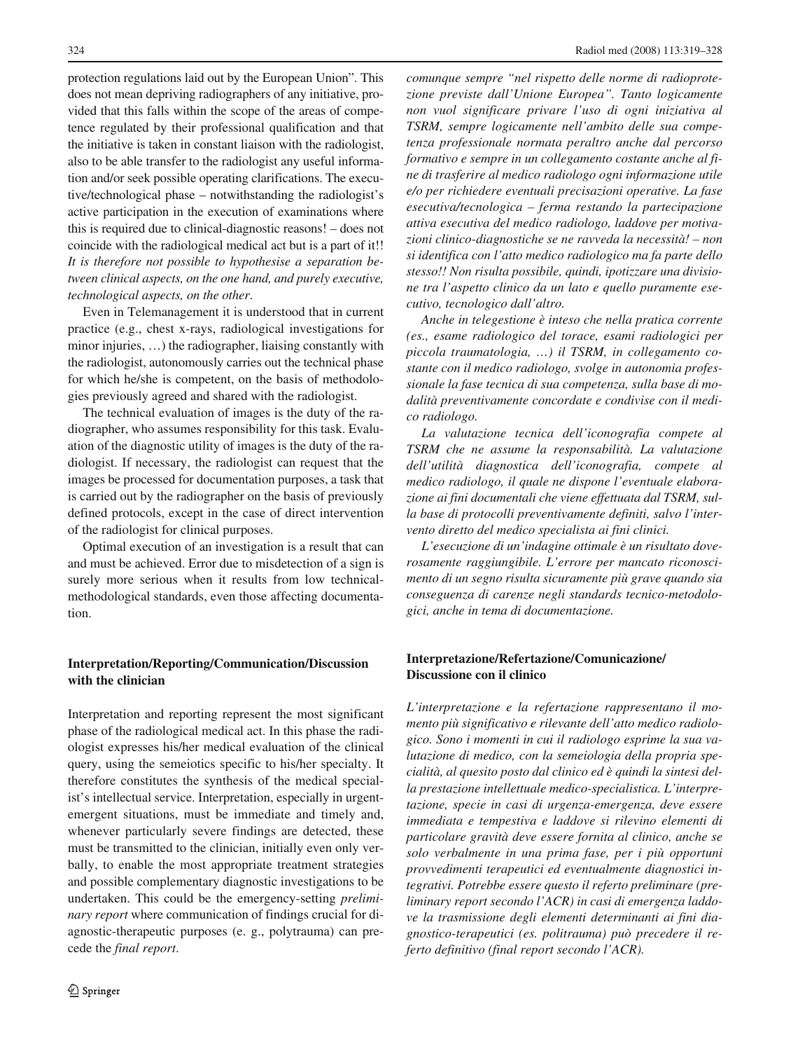protection regulations laid out by the European Union". This does not mean depriving radiographers of any initiative, provided that this falls within the scope of the areas of competence regulated by their professional qualification and that the initiative is taken in constant liaison with the radiologist, also to be able transfer to the radiologist any useful information and/or seek possible operating clarifications. The executive/technological phase – notwithstanding the radiologist's active participation in the execution of examinations where this is required due to clinical-diagnostic reasons! – does not coincide with the radiological medical act but is a part of it!! *It is therefore not possible to hypothesise a separation between clinical aspects, on the one hand, and purely executive, technological aspects, on the other*.

Even in Telemanagement it is understood that in current practice (e.g., chest x-rays, radiological investigations for minor injuries, …) the radiographer, liaising constantly with the radiologist, autonomously carries out the technical phase for which he/she is competent, on the basis of methodologies previously agreed and shared with the radiologist.

The technical evaluation of images is the duty of the radiographer, who assumes responsibility for this task. Evaluation of the diagnostic utility of images is the duty of the radiologist. If necessary, the radiologist can request that the images be processed for documentation purposes, a task that is carried out by the radiographer on the basis of previously defined protocols, except in the case of direct intervention of the radiologist for clinical purposes.

Optimal execution of an investigation is a result that can and must be achieved. Error due to misdetection of a sign is surely more serious when it results from low technical-methodological standards, even those affecting documentation.

## Interpretation/Reporting/Communication/Discussion with the clinician

Interpretation and reporting represent the most significant phase of the radiological medical act. In this phase the radiologist expresses his/her medical evaluation of the clinical query, using the semeiotics specific to his/her specialty. It therefore constitutes the synthesis of the medical specialist's intellectual service. Interpretation, especially in urgent-emergent situations, must be immediate and timely and, whenever particularly severe findings are detected, these must be transmitted to the clinician, initially even only verbally, to enable the most appropriate treatment strategies and possible complementary diagnostic investigations to be undertaken. This could be the emergency-setting *preliminary report* where communication of findings crucial for diagnostic-therapeutic purposes (e. g., polytrauma) can precede the *final report*.

*comunque sempre "nel rispetto delle norme di radioprotezione previste dall'Unione Europea". Tanto logicamente non vuol significare privare l'uso di ogni iniziativa al TSRM, sempre logicamente nell'ambito delle sua competenza professionale normata peraltro anche dal percorso formativo e sempre in un collegamento costante anche al fine di trasferire al medico radiologo ogni informazione utile e/o per richiedere eventuali precisazioni operative. La fase esecutiva/tecnologica – ferma restando la partecipazione attiva esecutiva del medico radiologo, laddove per motivazioni clinico-diagnostiche se ne ravveda la necessità! – non si identifica con l'atto medico radiologico ma fa parte dello stesso!! Non risulta possibile, quindi, ipotizzare una divisione tra l'aspetto clinico da un lato e quello puramente esecutivo, tecnologico dall'altro.*

*Anche in telegestione è inteso che nella pratica corrente (es., esame radiologico del torace, esami radiologici per piccola traumatologia, …) il TSRM, in collegamento costante con il medico radiologo, svolge in autonomia professionale la fase tecnica di sua competenza, sulla base di modalità preventivamente concordate e condivise con il medico radiologo.*

*La valutazione tecnica dell'iconografia compete al TSRM che ne assume la responsabilità. La valutazione dell'utilità diagnostica dell'iconografia, compete al medico radiologo, il quale ne dispone l'eventuale elaborazione ai fini documentali che viene effettuata dal TSRM, sulla base di protocolli preventivamente definiti, salvo l'intervento diretto del medico specialista ai fini clinici.*

*L'esecuzione di un'indagine ottimale è un risultato doverosamente raggiungibile. L'errore per mancato riconoscimento di un segno risulta sicuramente più grave quando sia conseguenza di carenze negli standards tecnico-metodologici, anche in tema di documentazione.*

## Interpretazione/Refertazione/Comunicazione/Discussione con il clinico

*L'interpretazione e la refertazione rappresentano il momento più significativo e rilevante dell'atto medico radiologico. Sono i momenti in cui il radiologo esprime la sua valutazione di medico, con la semeiologia della propria specialità, al quesito posto dal clinico ed è quindi la sintesi della prestazione intellettuale medico-specialistica. L'interpretazione, specie in casi di urgenza-emergenza, deve essere immediata e tempestiva e laddove si rilevino elementi di particolare gravità deve essere fornita al clinico, anche se solo verbalmente in una prima fase, per i più opportuni provvedimenti terapeutici ed eventualmente diagnostici integrativi. Potrebbe essere questo il referto preliminare (preliminary report secondo l'ACR) in casi di emergenza laddove la trasmissione degli elementi determinanti ai fini diagnostico-terapeutici (es. politrauma) può precedere il referto definitivo (final report secondo l'ACR).*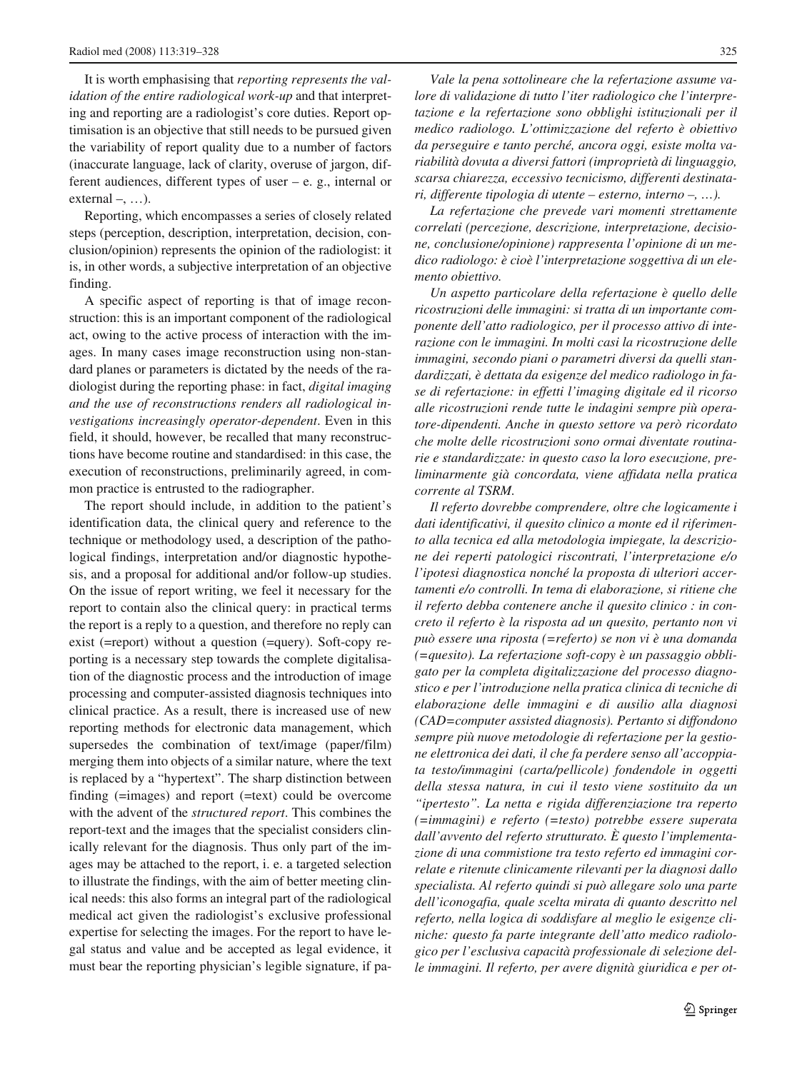It is worth emphasising that *reporting represents the validation of the entire radiological work-up* and that interpreting and reporting are a radiologist's core duties. Report optimisation is an objective that still needs to be pursued given the variability of report quality due to a number of factors (inaccurate language, lack of clarity, overuse of jargon, different audiences, different types of user – e. g., internal or external –, …).

Reporting, which encompasses a series of closely related steps (perception, description, interpretation, decision, conclusion/opinion) represents the opinion of the radiologist: it is, in other words, a subjective interpretation of an objective finding.

A specific aspect of reporting is that of image reconstruction: this is an important component of the radiological act, owing to the active process of interaction with the images. In many cases image reconstruction using non-standard planes or parameters is dictated by the needs of the radiologist during the reporting phase: in fact, *digital imaging and the use of reconstructions renders all radiological investigations increasingly operator-dependent*. Even in this field, it should, however, be recalled that many reconstructions have become routine and standardised: in this case, the execution of reconstructions, preliminarily agreed, in common practice is entrusted to the radiographer.

The report should include, in addition to the patient's identification data, the clinical query and reference to the technique or methodology used, a description of the pathological findings, interpretation and/or diagnostic hypothesis, and a proposal for additional and/or follow-up studies. On the issue of report writing, we feel it necessary for the report to contain also the clinical query: in practical terms the report is a reply to a question, and therefore no reply can exist (=report) without a question (=query). Soft-copy reporting is a necessary step towards the complete digitalisation of the diagnostic process and the introduction of image processing and computer-assisted diagnosis techniques into clinical practice. As a result, there is increased use of new reporting methods for electronic data management, which supersedes the combination of text/image (paper/film) merging them into objects of a similar nature, where the text is replaced by a "hypertext". The sharp distinction between finding (=images) and report (=text) could be overcome with the advent of the *structured report*. This combines the report-text and the images that the specialist considers clinically relevant for the diagnosis. Thus only part of the images may be attached to the report, i. e. a targeted selection to illustrate the findings, with the aim of better meeting clinical needs: this also forms an integral part of the radiological medical act given the radiologist's exclusive professional expertise for selecting the images. For the report to have legal status and value and be accepted as legal evidence, it must bear the reporting physician's legible signature, if pa-

*Vale la pena sottolineare che la refertazione assume valore di validazione di tutto l'iter radiologico che l'interpretazione e la refertazione sono obblighi istituzionali per il medico radiologo. L'ottimizzazione del referto è obiettivo da perseguire e tanto perché, ancora oggi, esiste molta variabilità dovuta a diversi fattori (improprietà di linguaggio, scarsa chiarezza, eccessivo tecnicismo, differenti destinatari, differente tipologia di utente – esterno, interno –, …).*

*La refertazione che prevede vari momenti strettamente correlati (percezione, descrizione, interpretazione, decisione, conclusione/opinione) rappresenta l'opinione di un medico radiologo: è cioè l'interpretazione soggettiva di un elemento obiettivo.*

*Un aspetto particolare della refertazione è quello delle ricostruzioni delle immagini: si tratta di un importante componente dell'atto radiologico, per il processo attivo di interazione con le immagini. In molti casi la ricostruzione delle immagini, secondo piani o parametri diversi da quelli standardizzati, è dettata da esigenze del medico radiologo in fase di refertazione: in effetti l'imaging digitale ed il ricorso alle ricostruzioni rende tutte le indagini sempre più operatore-dipendenti. Anche in questo settore va però ricordato che molte delle ricostruzioni sono ormai diventate routinarie e standardizzate: in questo caso la loro esecuzione, preliminarmente già concordata, viene affidata nella pratica corrente al TSRM.*

*Il referto dovrebbe comprendere, oltre che logicamente i dati identificativi, il quesito clinico a monte ed il riferimento alla tecnica ed alla metodologia impiegate, la descrizione dei reperti patologici riscontrati, l'interpretazione e/o l'ipotesi diagnostica nonché la proposta di ulteriori accertamenti e/o controlli. In tema di elaborazione, si ritiene che il referto debba contenere anche il quesito clinico : in concreto il referto è la risposta ad un quesito, pertanto non vi può essere una riposta (=referto) se non vi è una domanda (=quesito). La refertazione soft-copy è un passaggio obbligato per la completa digitalizzazione del processo diagnostico e per l'introduzione nella pratica clinica di tecniche di elaborazione delle immagini e di ausilio alla diagnosi (CAD=computer assisted diagnosis). Pertanto si diffondono sempre più nuove metodologie di refertazione per la gestione elettronica dei dati, il che fa perdere senso all'accoppiata testo/immagini (carta/pellicole) fondendole in oggetti della stessa natura, in cui il testo viene sostituito da un "ipertesto". La netta e rigida differenziazione tra reperto (=immagini) e referto (=testo) potrebbe essere superata dall'avvento del referto strutturato. È questo l'implementazione di una commistione tra testo referto ed immagini correlate e ritenute clinicamente rilevanti per la diagnosi dallo specialista. Al referto quindi si può allegare solo una parte dell'iconografia, quale scelta mirata di quanto descritto nel referto, nella logica di soddisfare al meglio le esigenze cliniche: questo fa parte integrante dell'atto medico radiologico per l'esclusiva capacità professionale di selezione delle immagini. Il referto, per avere dignità giuridica e per ot-*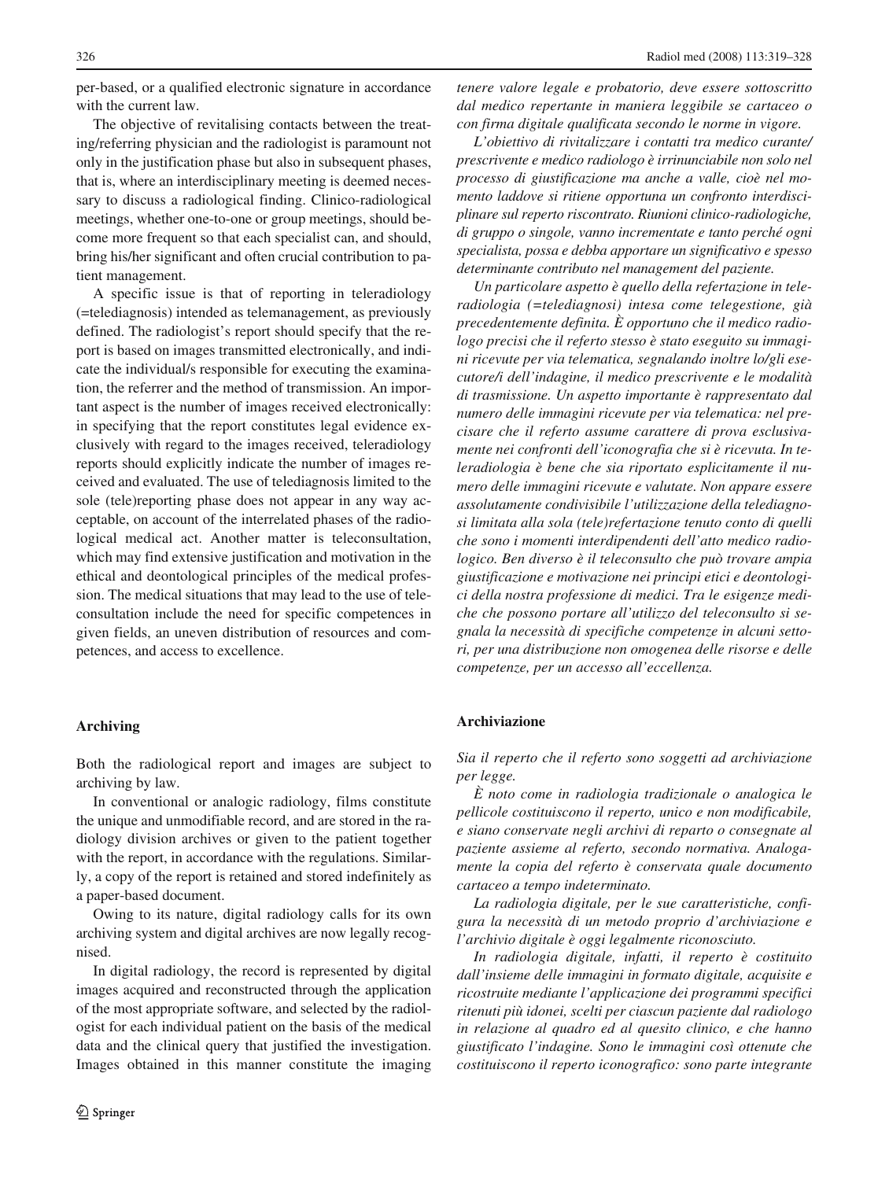per-based, or a qualified electronic signature in accordance with the current law.

The objective of revitalising contacts between the treating/referring physician and the radiologist is paramount not only in the justification phase but also in subsequent phases, that is, where an interdisciplinary meeting is deemed necessary to discuss a radiological finding. Clinico-radiological meetings, whether one-to-one or group meetings, should become more frequent so that each specialist can, and should, bring his/her significant and often crucial contribution to patient management.

A specific issue is that of reporting in teleradiology (=telediagnosis) intended as telemanagement, as previously defined. The radiologist's report should specify that the report is based on images transmitted electronically, and indicate the individual/s responsible for executing the examination, the referrer and the method of transmission. An important aspect is the number of images received electronically: in specifying that the report constitutes legal evidence exclusively with regard to the images received, teleradiology reports should explicitly indicate the number of images received and evaluated. The use of telediagnosis limited to the sole (tele)reporting phase does not appear in any way acceptable, on account of the interrelated phases of the radiological medical act. Another matter is teleconsultation, which may find extensive justification and motivation in the ethical and deontological principles of the medical profession. The medical situations that may lead to the use of teleconsultation include the need for specific competences in given fields, an uneven distribution of resources and competences, and access to excellence.

#### Archiving

Both the radiological report and images are subject to archiving by law.

In conventional or analogic radiology, films constitute the unique and unmodifiable record, and are stored in the radiology division archives or given to the patient together with the report, in accordance with the regulations. Similarly, a copy of the report is retained and stored indefinitely as a paper-based document.

Owing to its nature, digital radiology calls for its own archiving system and digital archives are now legally recognised.

In digital radiology, the record is represented by digital images acquired and reconstructed through the application of the most appropriate software, and selected by the radiologist for each individual patient on the basis of the medical data and the clinical query that justified the investigation. Images obtained in this manner constitute the imaging

*tenere valore legale e probatorio, deve essere sottoscritto dal medico repertante in maniera leggibile se cartaceo o con firma digitale qualificata secondo le norme in vigore.*

*L'obiettivo di rivitalizzare i contatti tra medico curante/prescrivente e medico radiologo è irrinunciabile non solo nel processo di giustificazione ma anche a valle, cioè nel momento laddove si ritiene opportuna un confronto interdisciplinare sul reperto riscontrato. Riunioni clinico-radiologiche, di gruppo o singole, vanno incrementate e tanto perché ogni specialista, possa e debba apportare un significativo e spesso determinante contributo nel management del paziente.*

*Un particolare aspetto è quello della refertazione in teleradiologia (=telediagnosi) intesa come telegestione, già precedentemente definita. È opportuno che il medico radiologo precisi che il referto stesso è stato eseguito su immagini ricevute per via telematica, segnalando inoltre lo/gli esecutore/i dell'indagine, il medico prescrivente e le modalità di trasmissione. Un aspetto importante è rappresentato dal numero delle immagini ricevute per via telematica: nel precisare che il referto assume carattere di prova esclusivamente nei confronti dell'iconografia che si è ricevuta. In teleradiologia è bene che sia riportato esplicitamente il numero delle immagini ricevute e valutate. Non appare essere assolutamente condivisibile l'utilizzazione della telediagnosi limitata alla sola (tele)refertazione tenuto conto di quelli che sono i momenti interdipendenti dell'atto medico radiologico. Ben diverso è il teleconsulto che può trovare ampia giustificazione e motivazione nei principi etici e deontologici della nostra professione di medici. Tra le esigenze mediche che possono portare all'utilizzo del teleconsulto si segnala la necessità di specifiche competenze in alcuni settori, per una distribuzione non omogenea delle risorse e delle competenze, per un accesso all'eccellenza.*

#### Archiviazione

*Sia il reperto che il referto sono soggetti ad archiviazione per legge.*

*È noto come in radiologia tradizionale o analogica le pellicole costituiscono il reperto, unico e non modificabile, e siano conservate negli archivi di reparto o consegnate al paziente assieme al referto, secondo normativa. Analogamente la copia del referto è conservata quale documento cartaceo a tempo indeterminato.*

*La radiologia digitale, per le sue caratteristiche, configura la necessità di un metodo proprio d'archiviazione e l'archivio digitale è oggi legalmente riconosciuto.*

*In radiologia digitale, infatti, il reperto è costituito dall'insieme delle immagini in formato digitale, acquisite e ricostruite mediante l'applicazione dei programmi specifici ritenuti più idonei, scelti per ciascun paziente dal radiologo in relazione al quadro ed al quesito clinico, e che hanno giustificato l'indagine. Sono le immagini così ottenute che costituiscono il reperto iconografico: sono parte integrante*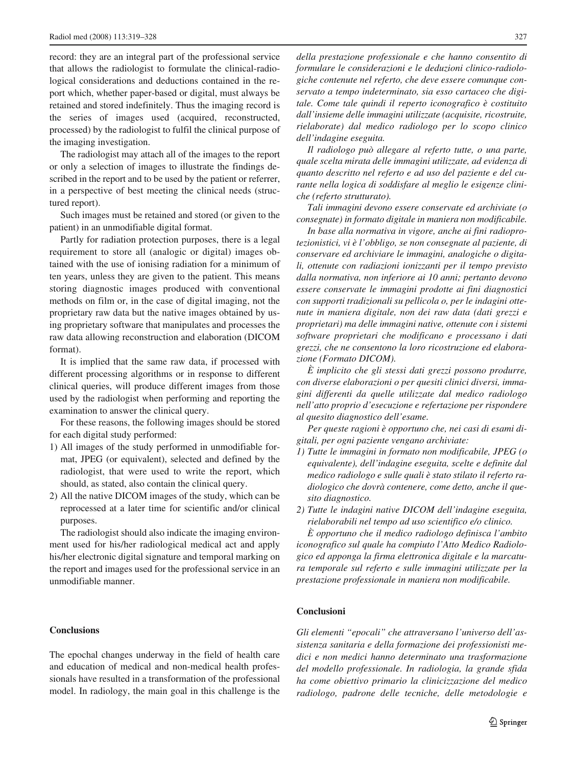record: they are an integral part of the professional service that allows the radiologist to formulate the clinical-radiological considerations and deductions contained in the report which, whether paper-based or digital, must always be retained and stored indefinitely. Thus the imaging record is the series of images used (acquired, reconstructed, processed) by the radiologist to fulfil the clinical purpose of the imaging investigation.

The radiologist may attach all of the images to the report or only a selection of images to illustrate the findings described in the report and to be used by the patient or referrer, in a perspective of best meeting the clinical needs (structured report).

Such images must be retained and stored (or given to the patient) in an unmodifiable digital format.

Partly for radiation protection purposes, there is a legal requirement to store all (analogic or digital) images obtained with the use of ionising radiation for a minimum of ten years, unless they are given to the patient. This means storing diagnostic images produced with conventional methods on film or, in the case of digital imaging, not the proprietary raw data but the native images obtained by using proprietary software that manipulates and processes the raw data allowing reconstruction and elaboration (DICOM format).

It is implied that the same raw data, if processed with different processing algorithms or in response to different clinical queries, will produce different images from those used by the radiologist when performing and reporting the examination to answer the clinical query.

For these reasons, the following images should be stored for each digital study performed:

1) All images of the study performed in unmodifiable format, JPEG (or equivalent), selected and defined by the radiologist, that were used to write the report, which should, as stated, also contain the clinical query.
2) All the native DICOM images of the study, which can be reprocessed at a later time for scientific and/or clinical purposes.

The radiologist should also indicate the imaging environment used for his/her radiological medical act and apply his/her electronic digital signature and temporal marking on the report and images used for the professional service in an unmodifiable manner.

## Conclusions

The epochal changes underway in the field of health care and education of medical and non-medical health professionals have resulted in a transformation of the professional model. In radiology, the main goal in this challenge is the

*della prestazione professionale e che hanno consentito di formulare le considerazioni e le deduzioni clinico-radiologiche contenute nel referto, che deve essere comunque conservato a tempo indeterminato, sia esso cartaceo che digitale. Come tale quindi il reperto iconografico è costituito dall'insieme delle immagini utilizzate (acquisite, ricostruite, rielaborate) dal medico radiologo per lo scopo clinico dell'indagine eseguita.*

*Il radiologo può allegare al referto tutte, o una parte, quale scelta mirata delle immagini utilizzate, ad evidenza di quanto descritto nel referto e ad uso del paziente e del curante nella logica di soddisfare al meglio le esigenze cliniche (referto strutturato).*

*Tali immagini devono essere conservate ed archiviate (o consegnate) in formato digitale in maniera non modificabile.*

*In base alla normativa in vigore, anche ai fini radioprotezionistici, vi è l'obbligo, se non consegnate al paziente, di conservare ed archiviare le immagini, analogiche o digitali, ottenute con radiazioni ionizzanti per il tempo previsto dalla normativa, non inferiore ai 10 anni; pertanto devono essere conservate le immagini prodotte ai fini diagnostici con supporti tradizionali su pellicola o, per le indagini ottenute in maniera digitale, non dei raw data (dati grezzi e proprietari) ma delle immagini native, ottenute con i sistemi software proprietari che modificano e processano i dati grezzi, che ne consentono la loro ricostruzione ed elaborazione (Formato DICOM).*

*È implicito che gli stessi dati grezzi possono produrre, con diverse elaborazioni o per quesiti clinici diversi, immagini differenti da quelle utilizzate dal medico radiologo nell'atto proprio d'esecuzione e refertazione per rispondere al quesito diagnostico dell'esame.*

*Per queste ragioni è opportuno che, nei casi di esami digitali, per ogni paziente vengano archiviate:*

1) *Tutte le immagini in formato non modificabile, JPEG (o equivalente), dell'indagine eseguita, scelte e definite dal medico radiologo e sulle quali è stato stilato il referto radiologico che dovrà contenere, come detto, anche il quesito diagnostico.*
2) *Tutte le indagini native DICOM dell'indagine eseguita, rielaborabili nel tempo ad uso scientifico e/o clinico.*

*È opportuno che il medico radiologo definisca l'ambito iconografico sul quale ha compiuto l'Atto Medico Radiologico ed apponga la firma elettronica digitale e la marcatura temporale sul referto e sulle immagini utilizzate per la prestazione professionale in maniera non modificabile.*

## Conclusioni

*Gli elementi "epocali" che attraversano l'universo dell'assistenza sanitaria e della formazione dei professionisti medici e non medici hanno determinato una trasformazione del modello professionale. In radiologia, la grande sfida ha come obiettivo primario la clinicizzazione del medico radiologo, padrone delle tecniche, delle metodologie e*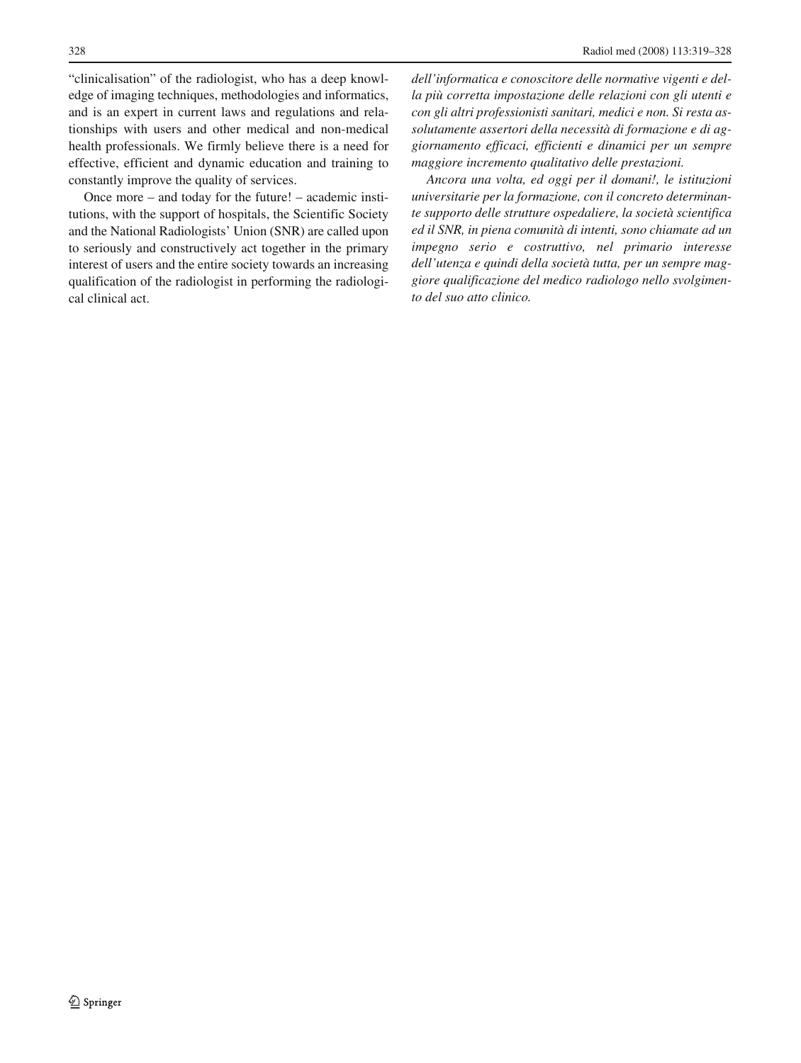"clinicalisation" of the radiologist, who has a deep knowledge of imaging techniques, methodologies and informatics, and is an expert in current laws and regulations and relationships with users and other medical and non-medical health professionals. We firmly believe there is a need for effective, efficient and dynamic education and training to constantly improve the quality of services.

Once more – and today for the future! – academic institutions, with the support of hospitals, the Scientific Society and the National Radiologists' Union (SNR) are called upon to seriously and constructively act together in the primary interest of users and the entire society towards an increasing qualification of the radiologist in performing the radiological clinical act.

*dell'informatica e conoscitore delle normative vigenti e della più corretta impostazione delle relazioni con gli utenti e con gli altri professionisti sanitari, medici e non. Si resta assolutamente assertori della necessità di formazione e di aggiornamento efficaci, efficienti e dinamici per un sempre maggiore incremento qualitativo delle prestazioni.*

*Ancora una volta, ed oggi per il domani!, le istituzioni universitarie per la formazione, con il concreto determinante supporto delle strutture ospedaliere, la società scientifica ed il SNR, in piena comunità di intenti, sono chiamate ad un impegno serio e costruttivo, nel primario interesse dell'utenza e quindi della società tutta, per un sempre maggiore qualificazione del medico radiologo nello svolgimento del suo atto clinico.*